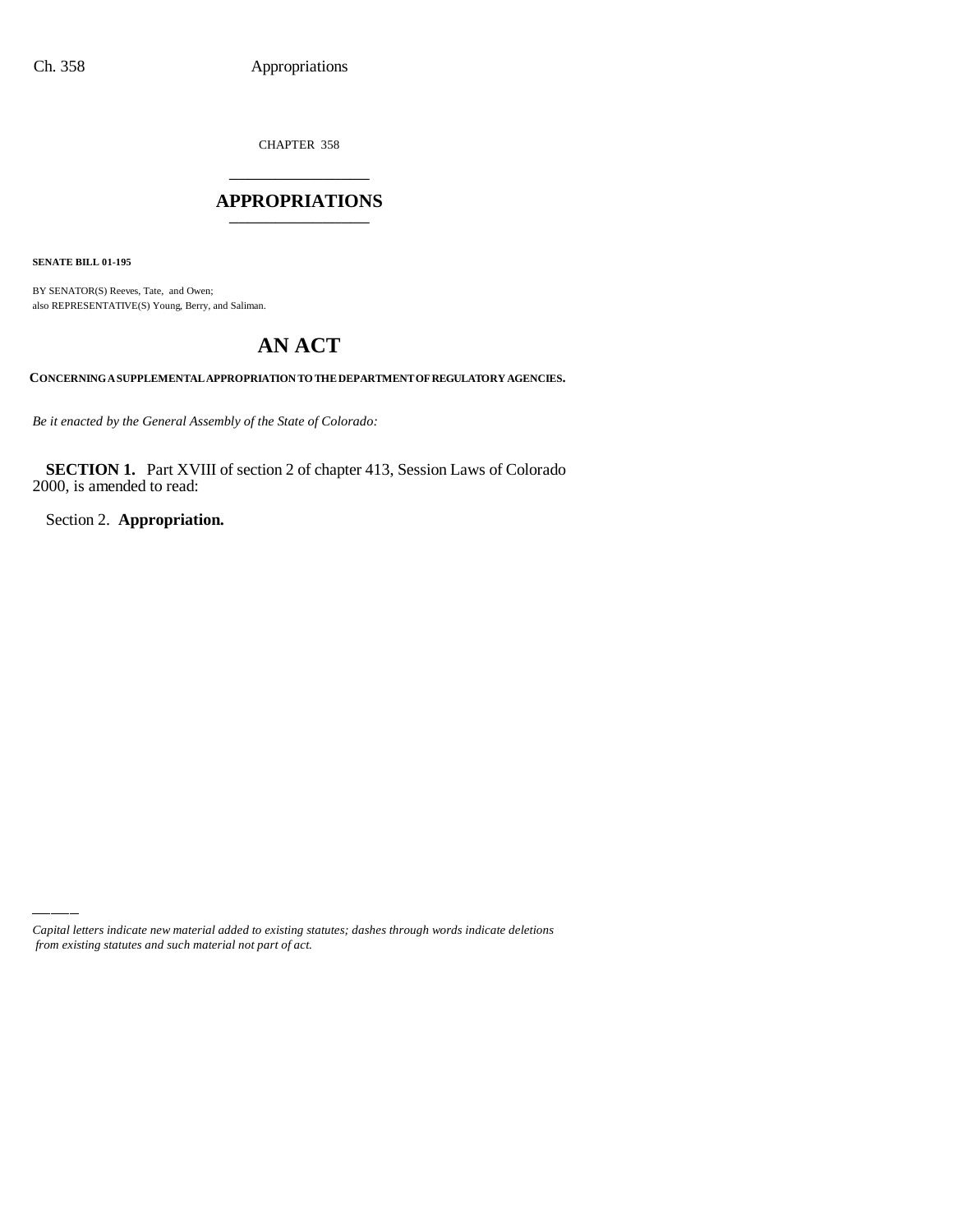CHAPTER 358

# APPROPRIATIONS

**SENATE BILL 01-195**

BY SENATOR(S) Reeves, Tate, and Owen;
also REPRESENTATIVE(S) Young, Berry, and Saliman.

# AN ACT

**CONCERNING A SUPPLEMENTAL APPROPRIATION TO THE DEPARTMENT OF REGULATORY AGENCIES.**

*Be it enacted by the General Assembly of the State of Colorado:*

**SECTION 1.** Part XVIII of section 2 of chapter 413, Session Laws of Colorado 2000, is amended to read:

Section 2. **Appropriation.**

*Capital letters indicate new material added to existing statutes; dashes through words indicate deletions from existing statutes and such material not part of act.*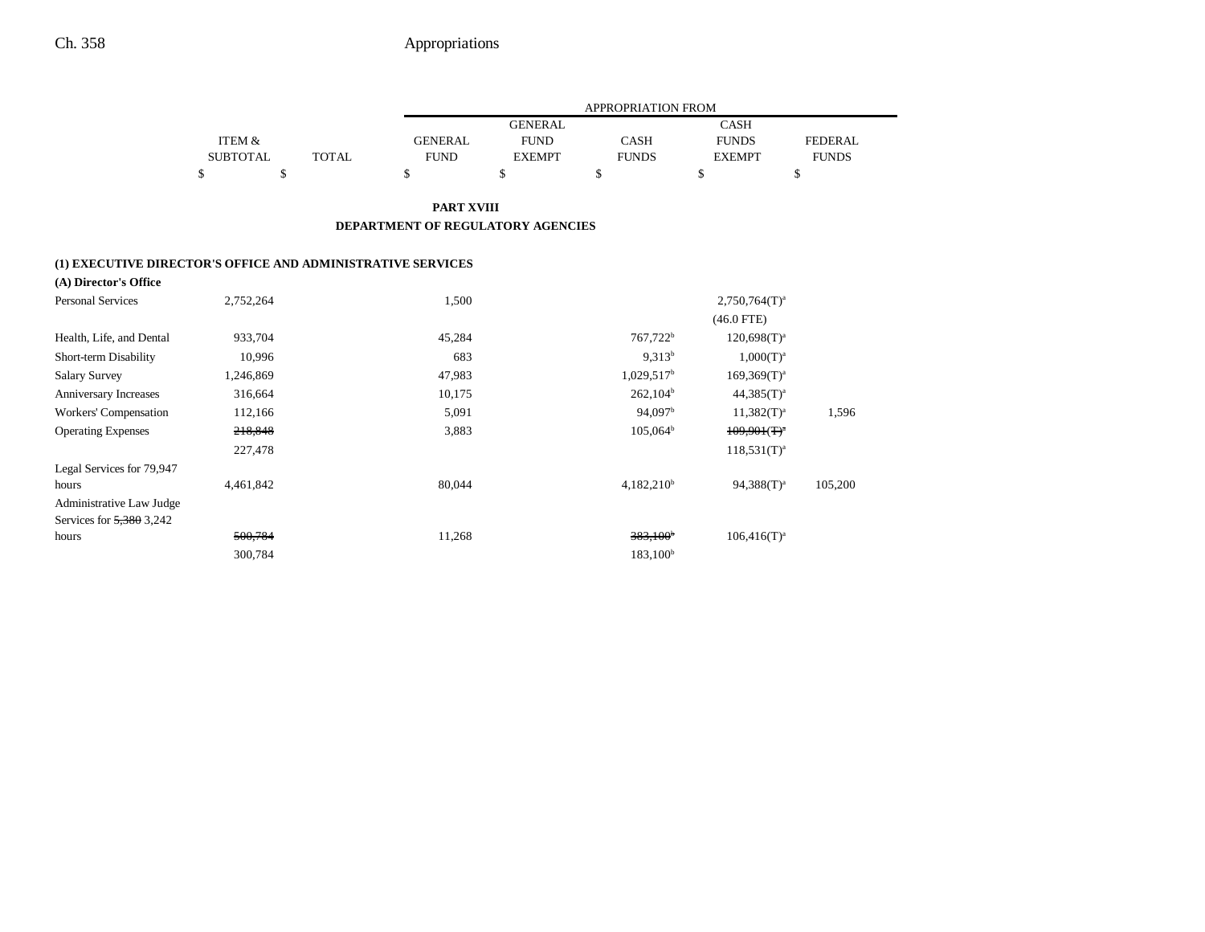| | ITEM & SUBTOTAL | TOTAL | GENERAL FUND | GENERAL FUND EXEMPT | CASH FUNDS | CASH FUNDS EXEMPT | FEDERAL FUNDS |
|---|---|---|---|---|---|---|---|
| | | | APPROPRIATION FROM | | | | |
| | $ | $ | $ | $ | $ | $ | $ |

**PART XVIII**

**DEPARTMENT OF REGULATORY AGENCIES**

**(1) EXECUTIVE DIRECTOR'S OFFICE AND ADMINISTRATIVE SERVICES**

**(A) Director's Office**

| | ITEM & SUBTOTAL | TOTAL | GENERAL FUND | GENERAL FUND EXEMPT | CASH FUNDS | CASH FUNDS EXEMPT | FEDERAL FUNDS |
|---|---|---|---|---|---|---|---|
| Personal Services | 2,752,264 | | 1,500 | | | 2,750,764(T)[a] | |
| | | | | | | (46.0 FTE) | |
| Health, Life, and Dental | 933,704 | | 45,284 | | 767,722[b] | 120,698(T)[a] | |
| Short-term Disability | 10,996 | | 683 | | 9,313[b] | 1,000(T)[a] | |
| Salary Survey | 1,246,869 | | 47,983 | | 1,029,517[b] | 169,369(T)[a] | |
| Anniversary Increases | 316,664 | | 10,175 | | 262,104[b] | 44,385(T)[a] | |
| Workers' Compensation | 112,166 | | 5,091 | | 94,097[b] | 11,382(T)[a] | 1,596 |
| Operating Expenses | ~~218,848~~ | | 3,883 | | 105,064[b] | ~~109,901(T)[a]~~ | |
| | 227,478 | | | | | 118,531(T)[a] | |
| Legal Services for 79,947 hours | 4,461,842 | | 80,044 | | 4,182,210[b] | 94,388(T)[a] | 105,200 |
| Administrative Law Judge Services for ~~5,380~~ 3,242 hours | ~~500,784~~ | | 11,268 | | ~~383,100[b]~~ | 106,416(T)[a] | |
| | 300,784 | | | | 183,100[b] | | |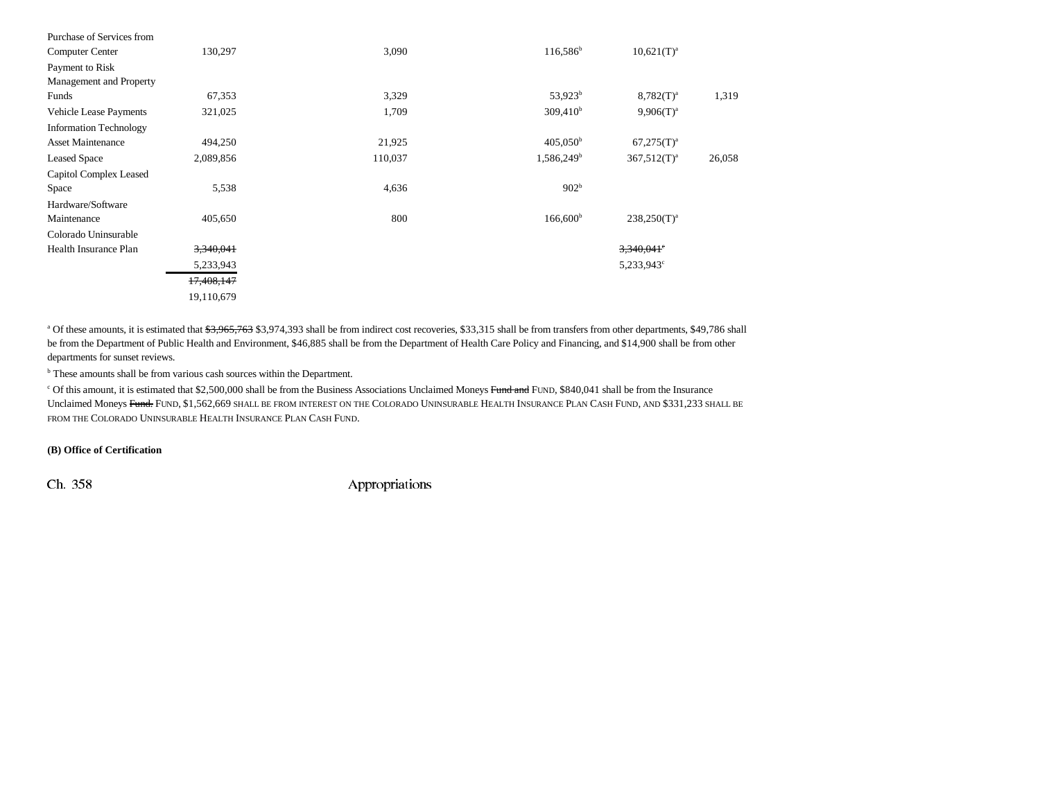| | | | | | |
|---|---|---|---|---|---|
| Purchase of Services from Computer Center | 130,297 | 3,090 | 116,586[b] | 10,621(T)[a] | |
| Payment to Risk Management and Property Funds | 67,353 | 3,329 | 53,923[b] | 8,782(T)[a] | 1,319 |
| Vehicle Lease Payments | 321,025 | 1,709 | 309,410[b] | 9,906(T)[a] | |
| Information Technology Asset Maintenance | 494,250 | 21,925 | 405,050[b] | 67,275(T)[a] | |
| Leased Space | 2,089,856 | 110,037 | 1,586,249[b] | 367,512(T)[a] | 26,058 |
| Capitol Complex Leased Space | 5,538 | 4,636 | 902[b] | | |
| Hardware/Software Maintenance | 405,650 | 800 | 166,600[b] | 238,250(T)[a] | |
| Colorado Uninsurable Health Insurance Plan | ~~3,340,041~~ 5,233,943 | | | ~~3,340,041[c]~~ 5,233,943[c] | |
| | ~~17,408,147~~ 19,110,679 | | | | |

[a] Of these amounts, it is estimated that ~~$3,965,763~~ $3,974,393 shall be from indirect cost recoveries, $33,315 shall be from transfers from other departments, $49,786 shall be from the Department of Public Health and Environment, $46,885 shall be from the Department of Health Care Policy and Financing, and $14,900 shall be from other departments for sunset reviews.

[b] These amounts shall be from various cash sources within the Department.

[c] Of this amount, it is estimated that $2,500,000 shall be from the Business Associations Unclaimed Moneys ~~Fund and~~ FUND, $840,041 shall be from the Insurance Unclaimed Moneys ~~Fund.~~ FUND, $1,562,669 SHALL BE FROM INTEREST ON THE COLORADO UNINSURABLE HEALTH INSURANCE PLAN CASH FUND, AND $331,233 SHALL BE FROM THE COLORADO UNINSURABLE HEALTH INSURANCE PLAN CASH FUND.

**(B) Office of Certification**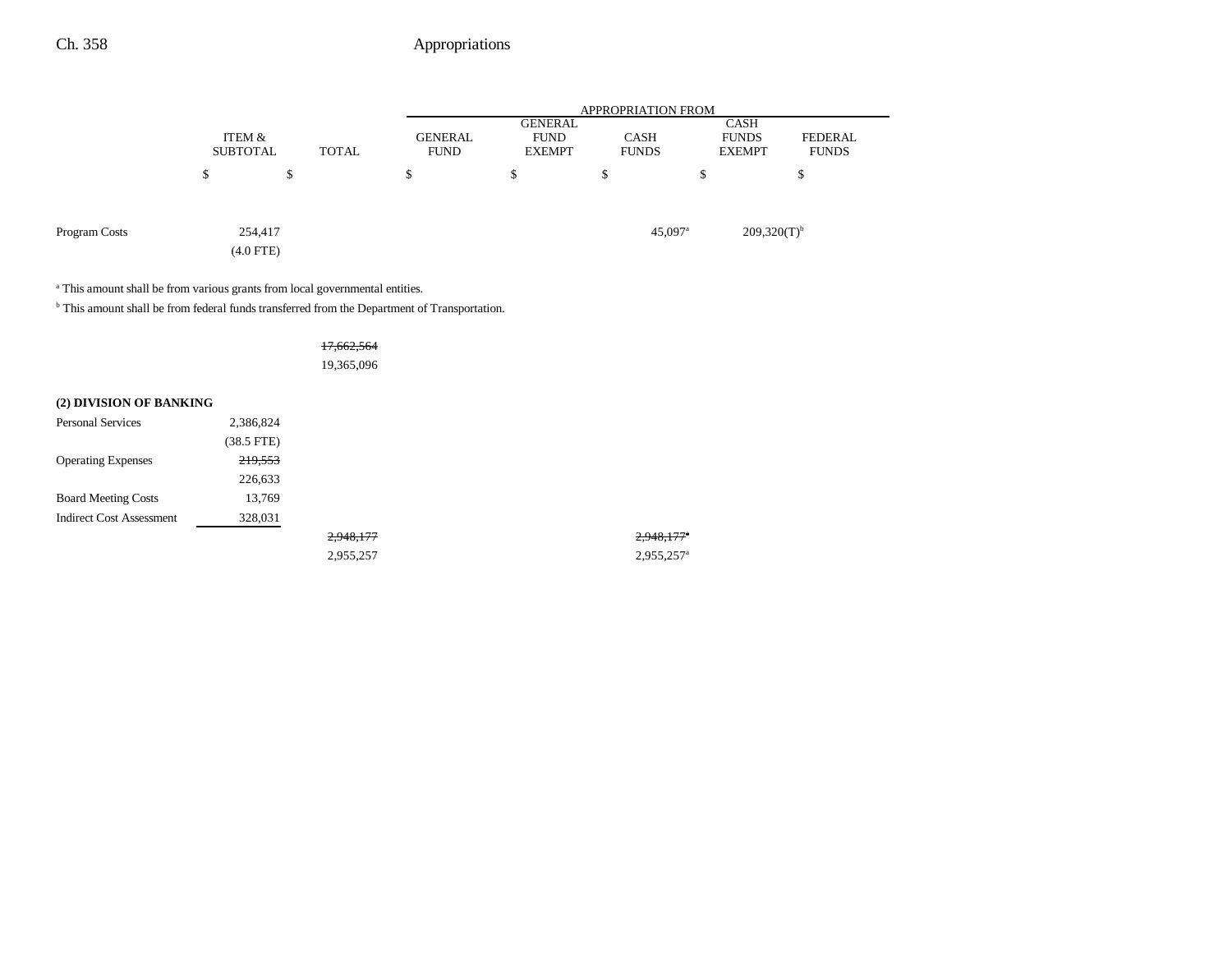| | ITEM & SUBTOTAL | TOTAL | APPROPRIATION FROM GENERAL FUND | GENERAL FUND EXEMPT | CASH FUNDS | CASH FUNDS EXEMPT | FEDERAL FUNDS |
|---|---|---|---|---|---|---|---|
| | $ | $ | $ | $ | $ | $ | $ |
| Program Costs | 254,417 | | | | 45,097[a] | 209,320(T)[b] | |
| | (4.0 FTE) | | | | | | |

[a] This amount shall be from various grants from local governmental entities.

[b] This amount shall be from federal funds transferred from the Department of Transportation.

| | ITEM & SUBTOTAL | TOTAL | GENERAL FUND | GENERAL FUND EXEMPT | CASH FUNDS | CASH FUNDS EXEMPT | FEDERAL FUNDS |
|---|---|---|---|---|---|---|---|
| | | ~~17,662,564~~ | | | | | |
| | | 19,365,096 | | | | | |
| **(2) DIVISION OF BANKING** | | | | | | | |
| Personal Services | 2,386,824 | | | | | | |
| | (38.5 FTE) | | | | | | |
| Operating Expenses | ~~219,553~~ | | | | | | |
| | 226,633 | | | | | | |
| Board Meeting Costs | 13,769 | | | | | | |
| Indirect Cost Assessment | 328,031 | | | | | | |
| | | ~~2,948,177~~ | | | ~~2,948,177~~[a] | | |
| | | 2,955,257 | | | 2,955,257[a] | | |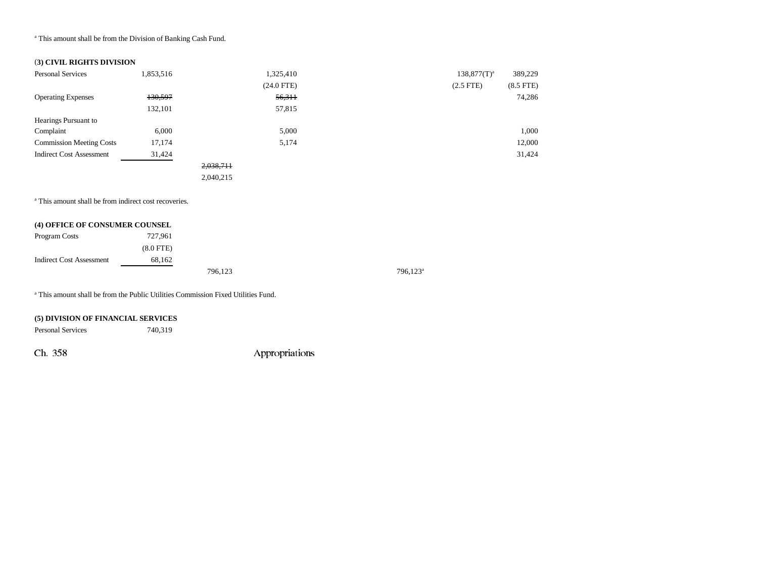[a] This amount shall be from the Division of Banking Cash Fund.

**(3) CIVIL RIGHTS DIVISION**

| | | | | | | |
|---|---|---|---|---|---|---|
| Personal Services | 1,853,516 | | 1,325,410 | | 138,877(T)[a] | 389,229 |
| | | | (24.0 FTE) | | (2.5 FTE) | (8.5 FTE) |
| Operating Expenses | ~~130,597~~ | | ~~56,311~~ | | | 74,286 |
| | 132,101 | | 57,815 | | | |
| Hearings Pursuant to Complaint | 6,000 | | 5,000 | | | 1,000 |
| Commission Meeting Costs | 17,174 | | 5,174 | | | 12,000 |
| Indirect Cost Assessment | 31,424 | | | | | 31,424 |
| | | ~~2,038,711~~ | | | | |
| | | 2,040,215 | | | | |

[a] This amount shall be from indirect cost recoveries.

**(4) OFFICE OF CONSUMER COUNSEL**

| | | | | |
|---|---|---|---|---|
| Program Costs | 727,961 | | | |
| | (8.0 FTE) | | | |
| Indirect Cost Assessment | 68,162 | | | |
| | | 796,123 | | 796,123[a] |

[a] This amount shall be from the Public Utilities Commission Fixed Utilities Fund.

**(5) DIVISION OF FINANCIAL SERVICES**

| | |
|---|---|
| Personal Services | 740,319 |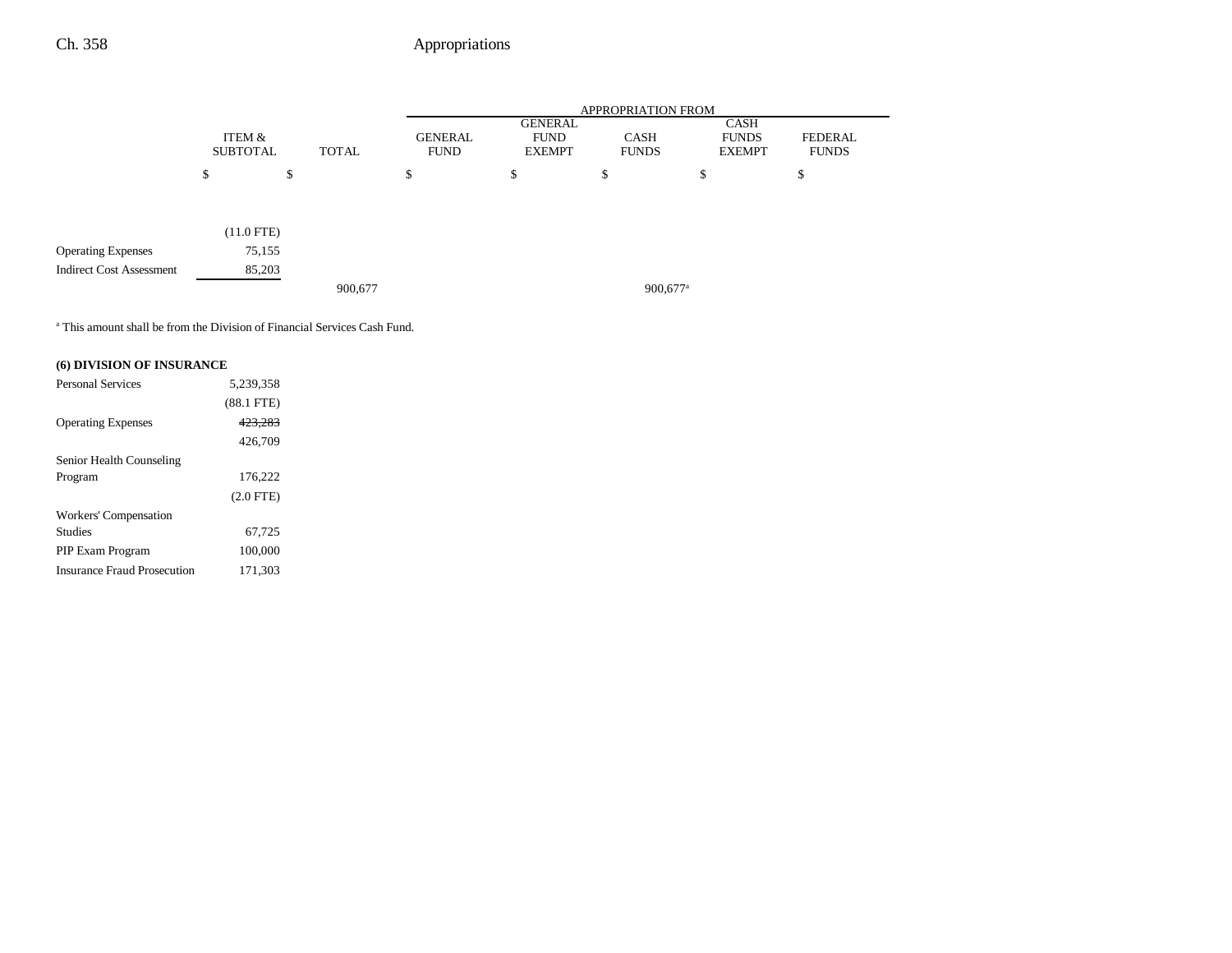| | ITEM & SUBTOTAL | TOTAL | APPROPRIATION FROM GENERAL FUND | GENERAL FUND EXEMPT | CASH FUNDS | CASH FUNDS EXEMPT | FEDERAL FUNDS |
|---|---|---|---|---|---|---|---|
| | $ | $ | $ | $ | $ | $ | $ |
| | (11.0 FTE) | | | | | | |
| Operating Expenses | 75,155 | | | | | | |
| Indirect Cost Assessment | 85,203 | | | | | | |
| | | 900,677 | | | 900,677[a] | | |

[a] This amount shall be from the Division of Financial Services Cash Fund.

**(6) DIVISION OF INSURANCE**

| | ITEM & SUBTOTAL | TOTAL | GENERAL FUND | GENERAL FUND EXEMPT | CASH FUNDS | CASH FUNDS EXEMPT | FEDERAL FUNDS |
|---|---|---|---|---|---|---|---|
| Personal Services | 5,239,358 | | | | | | |
| | (88.1 FTE) | | | | | | |
| Operating Expenses | ~~423,283~~ | | | | | | |
| | 426,709 | | | | | | |
| Senior Health Counseling Program | 176,222 | | | | | | |
| | (2.0 FTE) | | | | | | |
| Workers' Compensation Studies | 67,725 | | | | | | |
| PIP Exam Program | 100,000 | | | | | | |
| Insurance Fraud Prosecution | 171,303 | | | | | | |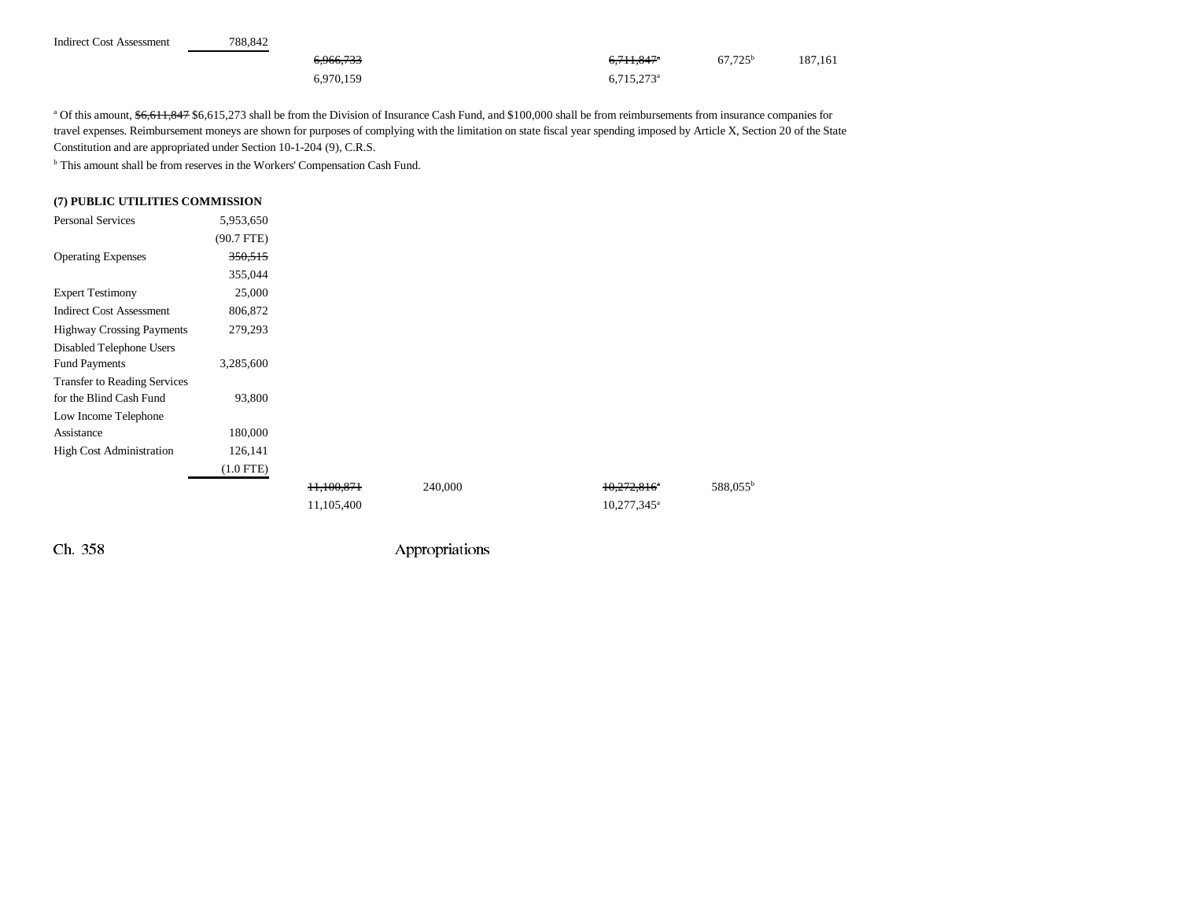| | | | | | | |
|---|---|---|---|---|---|---|
| Indirect Cost Assessment | 788,842 | | | | | |
| | | ~~6,966,733~~ | | ~~6,711,847~~[a] | 67,725[b] | 187,161 |
| | | 6,970,159 | | 6,715,273[a] | | |

[a] Of this amount, ~~$6,611,847~~ $6,615,273 shall be from the Division of Insurance Cash Fund, and $100,000 shall be from reimbursements from insurance companies for travel expenses. Reimbursement moneys are shown for purposes of complying with the limitation on state fiscal year spending imposed by Article X, Section 20 of the State Constitution and are appropriated under Section 10-1-204 (9), C.R.S.

[b] This amount shall be from reserves in the Workers' Compensation Cash Fund.

**(7) PUBLIC UTILITIES COMMISSION**

| | | | | | |
|---|---|---|---|---|---|
| Personal Services | 5,953,650 | | | | |
| | (90.7 FTE) | | | | |
| Operating Expenses | ~~350,515~~ | | | | |
| | 355,044 | | | | |
| Expert Testimony | 25,000 | | | | |
| Indirect Cost Assessment | 806,872 | | | | |
| Highway Crossing Payments | 279,293 | | | | |
| Disabled Telephone Users Fund Payments | 3,285,600 | | | | |
| Transfer to Reading Services for the Blind Cash Fund | 93,800 | | | | |
| Low Income Telephone Assistance | 180,000 | | | | |
| High Cost Administration | 126,141 | | | | |
| | (1.0 FTE) | | | | |
| | | ~~11,100,871~~ | 240,000 | ~~10,272,816~~[a] | 588,055[b] |
| | | 11,105,400 | | 10,277,345[a] | |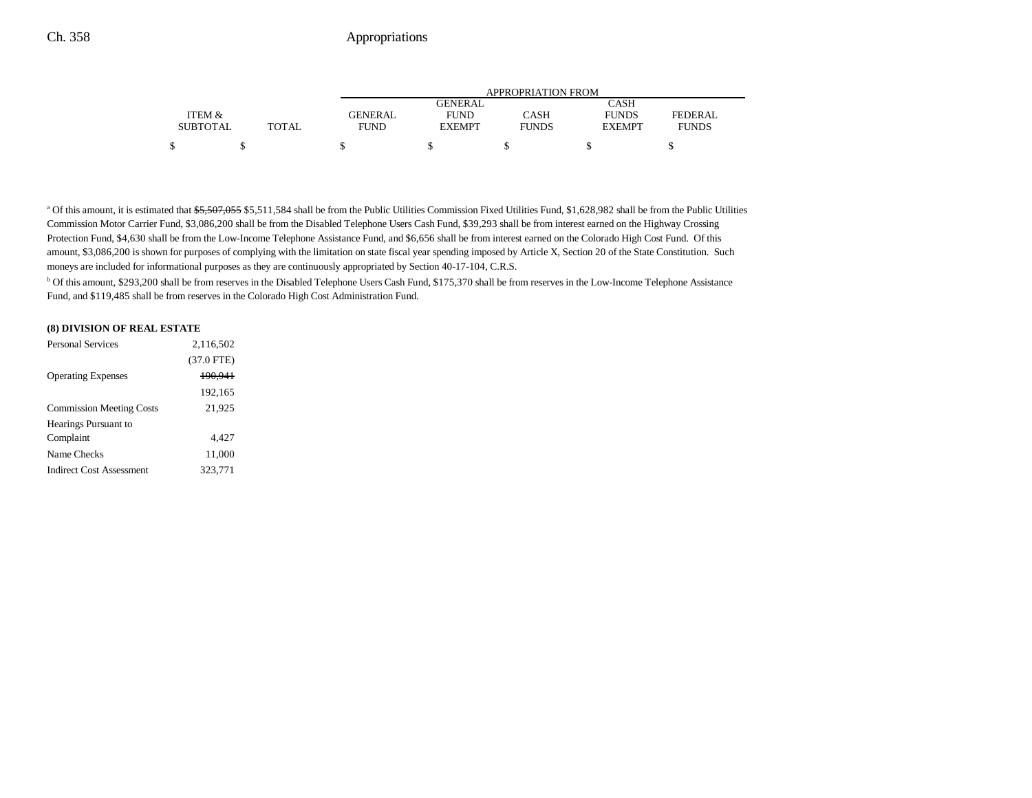| ITEM & SUBTOTAL | TOTAL | APPROPRIATION FROM GENERAL FUND | GENERAL FUND EXEMPT | CASH FUNDS | CASH FUNDS EXEMPT | FEDERAL FUNDS |
|---|---|---|---|---|---|---|
| $ | $ | $ | $ | $ | $ | $ |

[a] Of this amount, it is estimated that ~~$5,507,055~~ $5,511,584 shall be from the Public Utilities Commission Fixed Utilities Fund, $1,628,982 shall be from the Public Utilities Commission Motor Carrier Fund, $3,086,200 shall be from the Disabled Telephone Users Cash Fund, $39,293 shall be from interest earned on the Highway Crossing Protection Fund, $4,630 shall be from the Low-Income Telephone Assistance Fund, and $6,656 shall be from interest earned on the Colorado High Cost Fund. Of this amount, $3,086,200 is shown for purposes of complying with the limitation on state fiscal year spending imposed by Article X, Section 20 of the State Constitution. Such moneys are included for informational purposes as they are continuously appropriated by Section 40-17-104, C.R.S.

[b] Of this amount, $293,200 shall be from reserves in the Disabled Telephone Users Cash Fund, $175,370 shall be from reserves in the Low-Income Telephone Assistance Fund, and $119,485 shall be from reserves in the Colorado High Cost Administration Fund.

**(8) DIVISION OF REAL ESTATE**

| | ITEM & SUBTOTAL |
|---|---|
| Personal Services | 2,116,502 |
| | (37.0 FTE) |
| Operating Expenses | ~~190,941~~ |
| | 192,165 |
| Commission Meeting Costs | 21,925 |
| Hearings Pursuant to Complaint | 4,427 |
| Name Checks | 11,000 |
| Indirect Cost Assessment | 323,771 |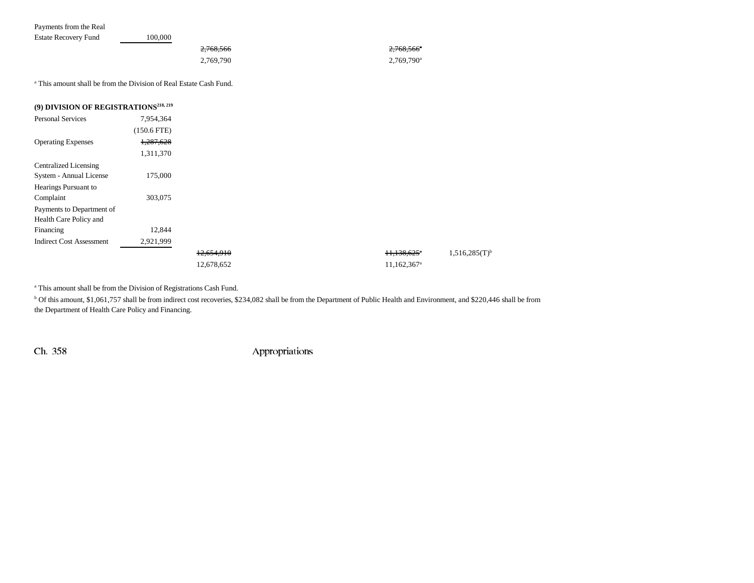| | | | | | |
|---|---|---|---|---|---|
| Payments from the Real Estate Recovery Fund | 100,000 | | | | |
| | | ~~2,768,566~~ | | ~~2,768,566~~[a] | |
| | | 2,769,790 | | 2,769,790[a] | |

[a] This amount shall be from the Division of Real Estate Cash Fund.

**(9) DIVISION OF REGISTRATIONS**[218, 219]

| | | | | | |
|---|---|---|---|---|---|
| Personal Services | 7,954,364 | | | | |
| | (150.6 FTE) | | | | |
| Operating Expenses | ~~1,287,628~~ | | | | |
| | 1,311,370 | | | | |
| Centralized Licensing System - Annual License | 175,000 | | | | |
| Hearings Pursuant to Complaint | 303,075 | | | | |
| Payments to Department of Health Care Policy and Financing | 12,844 | | | | |
| Indirect Cost Assessment | 2,921,999 | | | | |
| | | ~~12,654,910~~ | | ~~11,138,625~~[a] | 1,516,285(T)[b] |
| | | 12,678,652 | | 11,162,367[a] | |

[a] This amount shall be from the Division of Registrations Cash Fund.

[b] Of this amount, $1,061,757 shall be from indirect cost recoveries, $234,082 shall be from the Department of Public Health and Environment, and $220,446 shall be from the Department of Health Care Policy and Financing.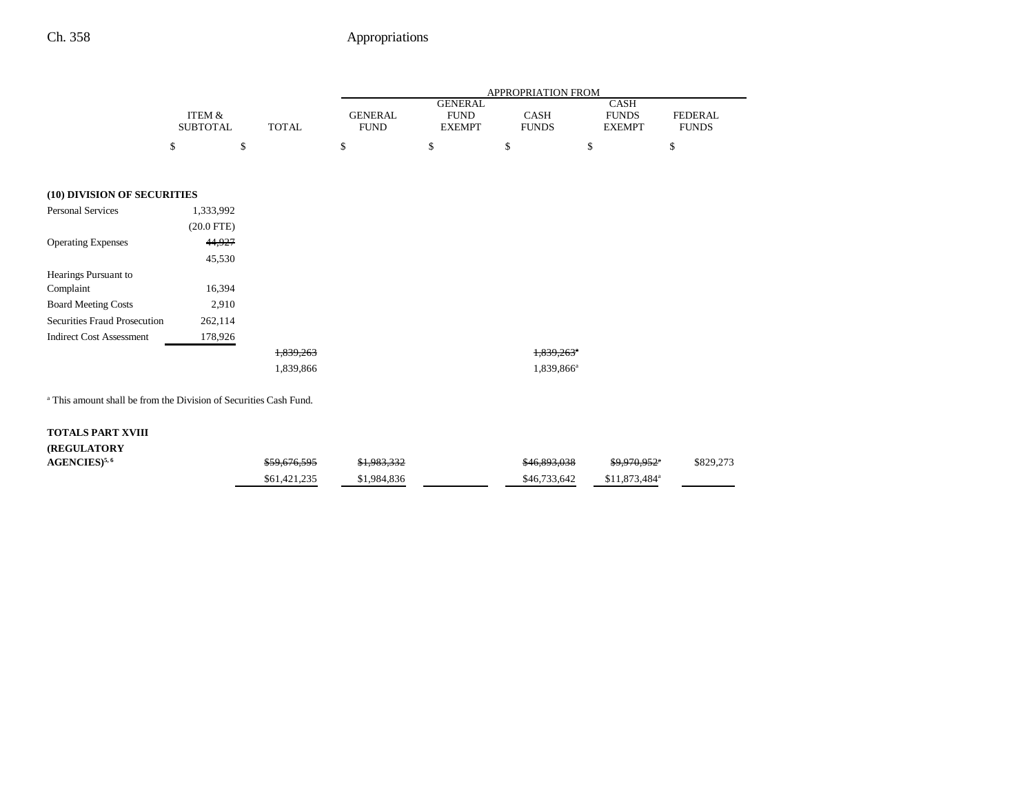| | ITEM & SUBTOTAL | TOTAL | APPROPRIATION FROM GENERAL FUND | GENERAL FUND EXEMPT | CASH FUNDS | CASH FUNDS EXEMPT | FEDERAL FUNDS |
|---|---|---|---|---|---|---|---|
| | $ | $ | $ | $ | $ | $ | $ |
| **(10) DIVISION OF SECURITIES** | | | | | | | |
| Personal Services | 1,333,992 | | | | | | |
| | (20.0 FTE) | | | | | | |
| Operating Expenses | ~~44,927~~ | | | | | | |
| | 45,530 | | | | | | |
| Hearings Pursuant to Complaint | 16,394 | | | | | | |
| Board Meeting Costs | 2,910 | | | | | | |
| Securities Fraud Prosecution | 262,114 | | | | | | |
| Indirect Cost Assessment | 178,926 | | | | | | |
| | | ~~1,839,263~~ | | | ~~1,839,263~~[a] | | |
| | | 1,839,866 | | | 1,839,866[a] | | |

[a] This amount shall be from the Division of Securities Cash Fund.

| | ITEM & SUBTOTAL | TOTAL | GENERAL FUND | GENERAL FUND EXEMPT | CASH FUNDS | CASH FUNDS EXEMPT | FEDERAL FUNDS |
|---|---|---|---|---|---|---|---|
| **TOTALS PART XVIII (REGULATORY AGENCIES)**[5, 6] | | ~~$59,676,595~~ | ~~$1,983,332~~ | | ~~$46,893,038~~ | ~~$9,970,952~~[a] | $829,273 |
| | | $61,421,235 | $1,984,836 | | $46,733,642 | $11,873,484[a] | |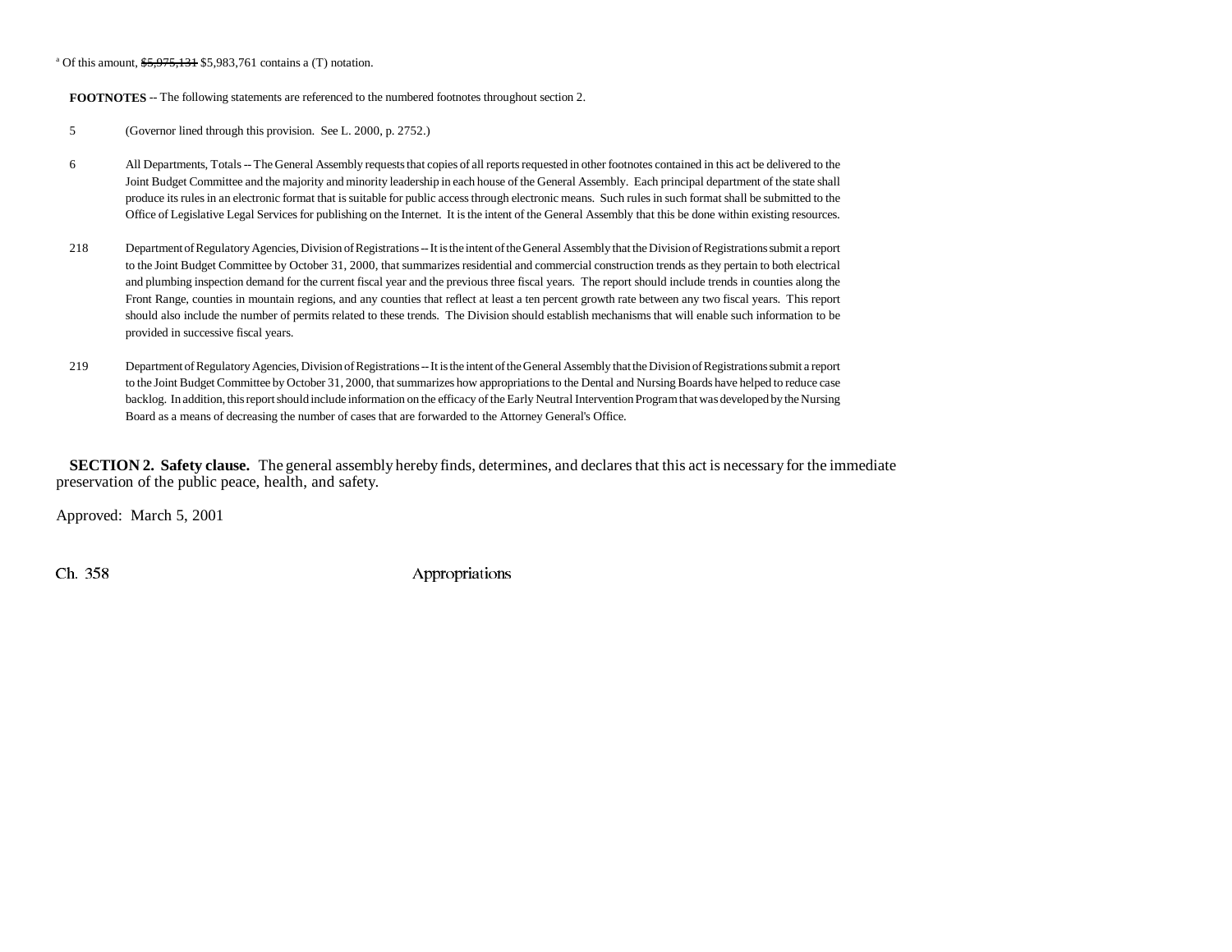[a] Of this amount, ~~$5,975,131~~ $5,983,761 contains a (T) notation.

**FOOTNOTES** -- The following statements are referenced to the numbered footnotes throughout section 2.

5 (Governor lined through this provision. See L. 2000, p. 2752.)

6 All Departments, Totals -- The General Assembly requests that copies of all reports requested in other footnotes contained in this act be delivered to the Joint Budget Committee and the majority and minority leadership in each house of the General Assembly. Each principal department of the state shall produce its rules in an electronic format that is suitable for public access through electronic means. Such rules in such format shall be submitted to the Office of Legislative Legal Services for publishing on the Internet. It is the intent of the General Assembly that this be done within existing resources.

218 Department of Regulatory Agencies, Division of Registrations -- It is the intent of the General Assembly that the Division of Registrations submit a report to the Joint Budget Committee by October 31, 2000, that summarizes residential and commercial construction trends as they pertain to both electrical and plumbing inspection demand for the current fiscal year and the previous three fiscal years. The report should include trends in counties along the Front Range, counties in mountain regions, and any counties that reflect at least a ten percent growth rate between any two fiscal years. This report should also include the number of permits related to these trends. The Division should establish mechanisms that will enable such information to be provided in successive fiscal years.

219 Department of Regulatory Agencies, Division of Registrations -- It is the intent of the General Assembly that the Division of Registrations submit a report to the Joint Budget Committee by October 31, 2000, that summarizes how appropriations to the Dental and Nursing Boards have helped to reduce case backlog. In addition, this report should include information on the efficacy of the Early Neutral Intervention Program that was developed by the Nursing Board as a means of decreasing the number of cases that are forwarded to the Attorney General's Office.

**SECTION 2. Safety clause.** The general assembly hereby finds, determines, and declares that this act is necessary for the immediate preservation of the public peace, health, and safety.

Approved: March 5, 2001